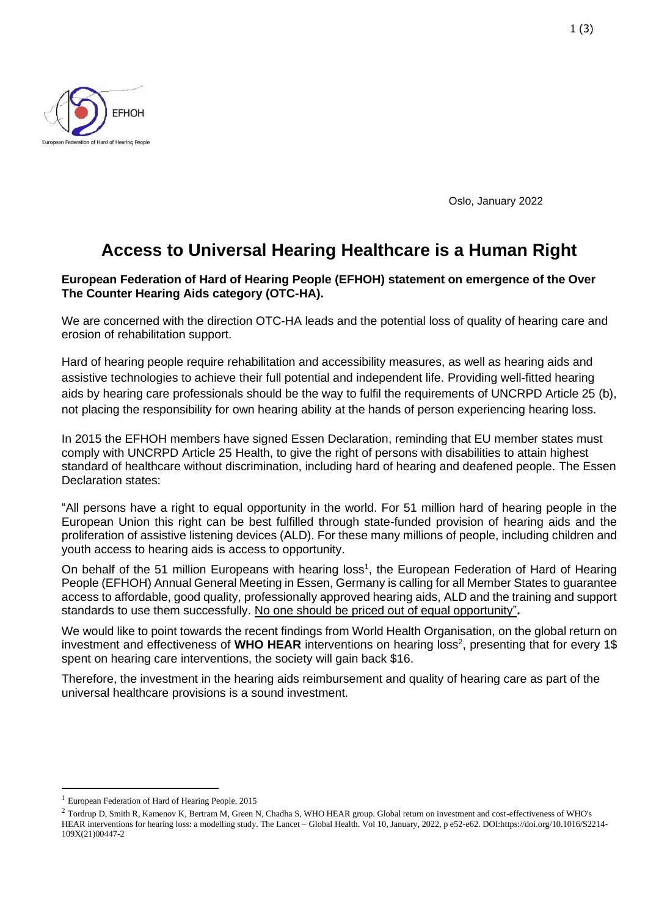EFHOH

European Federation of Hard of Hearing People

Oslo, January 2022

# Access to Universal Hearing Healthcare is a Human Right

**European Federation of Hard of Hearing People (EFHOH) statement on emergence of the Over The Counter Hearing Aids category (OTC-HA).**

We are concerned with the direction OTC-HA leads and the potential loss of quality of hearing care and erosion of rehabilitation support.

Hard of hearing people require rehabilitation and accessibility measures, as well as hearing aids and assistive technologies to achieve their full potential and independent life. Providing well-fitted hearing aids by hearing care professionals should be the way to fulfil the requirements of UNCRPD Article 25 (b), not placing the responsibility for own hearing ability at the hands of person experiencing hearing loss.

In 2015 the EFHOH members have signed Essen Declaration, reminding that EU member states must comply with UNCRPD Article 25 Health, to give the right of persons with disabilities to attain highest standard of healthcare without discrimination, including hard of hearing and deafened people. The Essen Declaration states:

"All persons have a right to equal opportunity in the world. For 51 million hard of hearing people in the European Union this right can be best fulfilled through state-funded provision of hearing aids and the proliferation of assistive listening devices (ALD). For these many millions of people, including children and youth access to hearing aids is access to opportunity.

On behalf of the 51 million Europeans with hearing loss[1], the European Federation of Hard of Hearing People (EFHOH) Annual General Meeting in Essen, Germany is calling for all Member States to guarantee access to affordable, good quality, professionally approved hearing aids, ALD and the training and support standards to use them successfully. <u>No one should be priced out of equal opportunity</u>"**.**

We would like to point towards the recent findings from World Health Organisation, on the global return on investment and effectiveness of **WHO HEAR** interventions on hearing loss[2], presenting that for every 1$ spent on hearing care interventions, the society will gain back $16.

Therefore, the investment in the hearing aids reimbursement and quality of hearing care as part of the universal healthcare provisions is a sound investment.

---

[1] European Federation of Hard of Hearing People, 2015

[2] Tordrup D, Smith R, Kamenov K, Bertram M, Green N, Chadha S, WHO HEAR group. Global return on investment and cost-effectiveness of WHO's HEAR interventions for hearing loss: a modelling study. The Lancet – Global Health. Vol 10, January, 2022, p e52-e62. DOI:https://doi.org/10.1016/S2214-109X(21)00447-2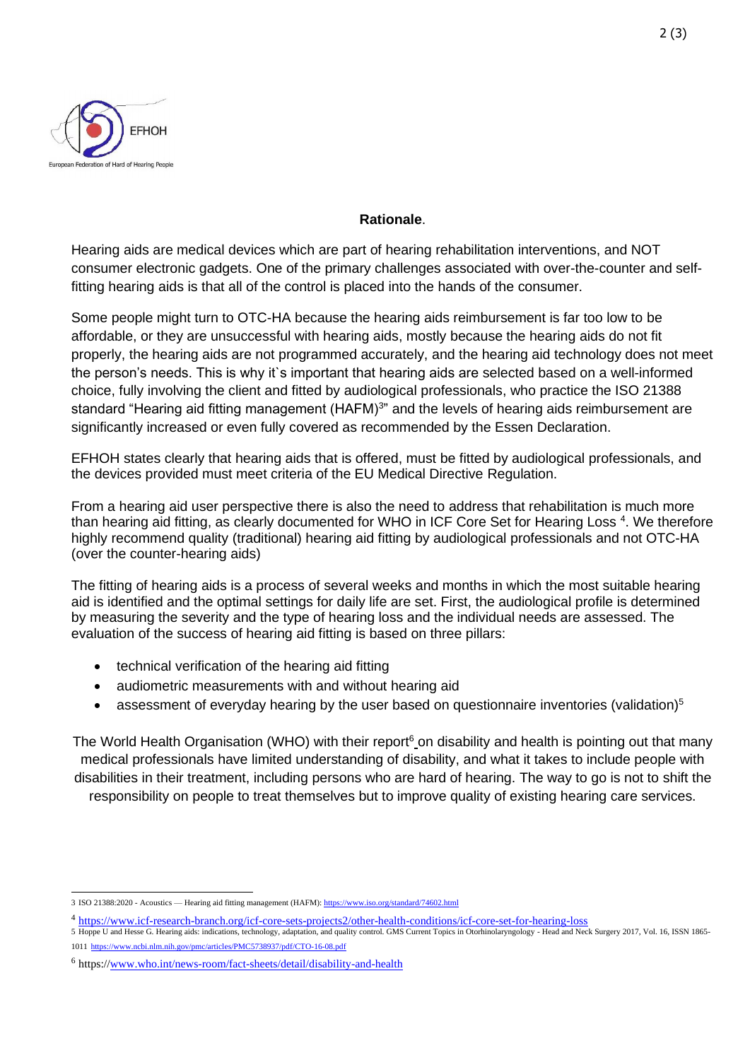**Rationale**.

Hearing aids are medical devices which are part of hearing rehabilitation interventions, and NOT consumer electronic gadgets. One of the primary challenges associated with over-the-counter and self-fitting hearing aids is that all of the control is placed into the hands of the consumer.

Some people might turn to OTC-HA because the hearing aids reimbursement is far too low to be affordable, or they are unsuccessful with hearing aids, mostly because the hearing aids do not fit properly, the hearing aids are not programmed accurately, and the hearing aid technology does not meet the person's needs. This is why it`s important that hearing aids are selected based on a well-informed choice, fully involving the client and fitted by audiological professionals, who practice the ISO 21388 standard "Hearing aid fitting management (HAFM)[3]" and the levels of hearing aids reimbursement are significantly increased or even fully covered as recommended by the Essen Declaration.

EFHOH states clearly that hearing aids that is offered, must be fitted by audiological professionals, and the devices provided must meet criteria of the EU Medical Directive Regulation.

From a hearing aid user perspective there is also the need to address that rehabilitation is much more than hearing aid fitting, as clearly documented for WHO in ICF Core Set for Hearing Loss [4]. We therefore highly recommend quality (traditional) hearing aid fitting by audiological professionals and not OTC-HA (over the counter-hearing aids)

The fitting of hearing aids is a process of several weeks and months in which the most suitable hearing aid is identified and the optimal settings for daily life are set. First, the audiological profile is determined by measuring the severity and the type of hearing loss and the individual needs are assessed. The evaluation of the success of hearing aid fitting is based on three pillars:

- technical verification of the hearing aid fitting
- audiometric measurements with and without hearing aid
- assessment of everyday hearing by the user based on questionnaire inventories (validation)[5]

The World Health Organisation (WHO) with their report[6] on disability and health is pointing out that many medical professionals have limited understanding of disability, and what it takes to include people with disabilities in their treatment, including persons who are hard of hearing. The way to go is not to shift the responsibility on people to treat themselves but to improve quality of existing hearing care services.

---

3 ISO 21388:2020 - Acoustics — Hearing aid fitting management (HAFM): https://www.iso.org/standard/74602.html

4 https://www.icf-research-branch.org/icf-core-sets-projects2/other-health-conditions/icf-core-set-for-hearing-loss

5 Hoppe U and Hesse G. Hearing aids: indications, technology, adaptation, and quality control. GMS Current Topics in Otorhinolaryngology - Head and Neck Surgery 2017, Vol. 16, ISSN 1865-1011 https://www.ncbi.nlm.nih.gov/pmc/articles/PMC5738937/pdf/CTO-16-08.pdf

6 https://www.who.int/news-room/fact-sheets/detail/disability-and-health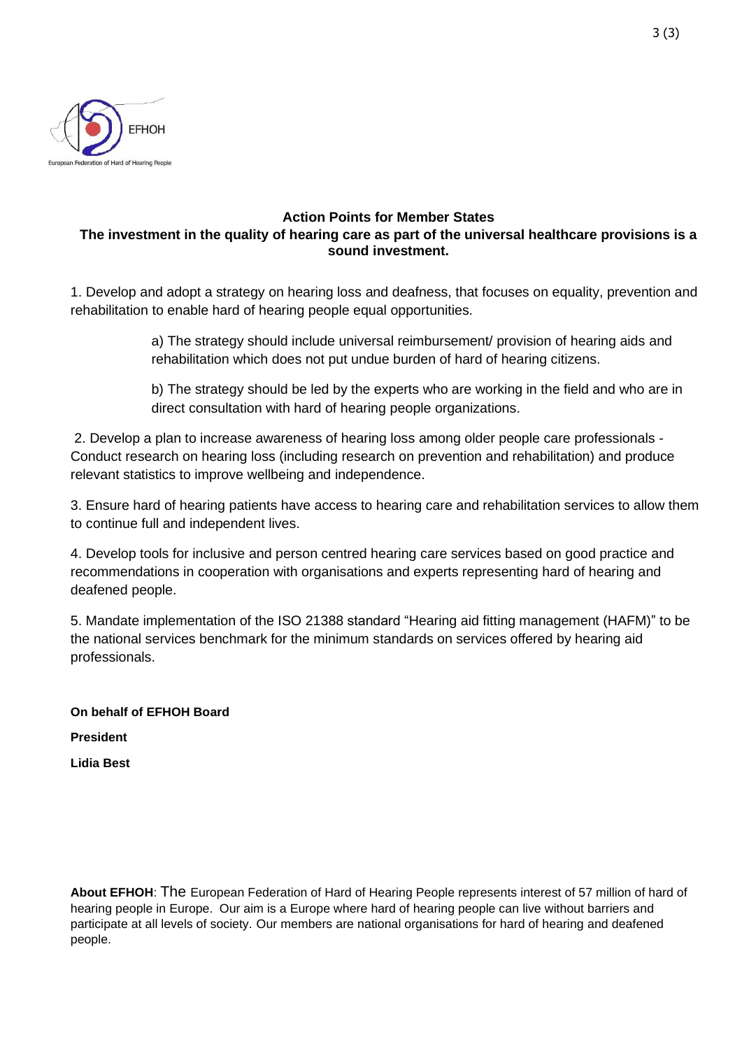**Action Points for Member States**

**The investment in the quality of hearing care as part of the universal healthcare provisions is a sound investment.**

1. Develop and adopt a strategy on hearing loss and deafness, that focuses on equality, prevention and rehabilitation to enable hard of hearing people equal opportunities.

   a) The strategy should include universal reimbursement/ provision of hearing aids and rehabilitation which does not put undue burden of hard of hearing citizens.

   b) The strategy should be led by the experts who are working in the field and who are in direct consultation with hard of hearing people organizations.

2. Develop a plan to increase awareness of hearing loss among older people care professionals - Conduct research on hearing loss (including research on prevention and rehabilitation) and produce relevant statistics to improve wellbeing and independence.

3. Ensure hard of hearing patients have access to hearing care and rehabilitation services to allow them to continue full and independent lives.

4. Develop tools for inclusive and person centred hearing care services based on good practice and recommendations in cooperation with organisations and experts representing hard of hearing and deafened people.

5. Mandate implementation of the ISO 21388 standard "Hearing aid fitting management (HAFM)" to be the national services benchmark for the minimum standards on services offered by hearing aid professionals.

**On behalf of EFHOH Board**

**President**

**Lidia Best**

**About EFHOH**: The European Federation of Hard of Hearing People represents interest of 57 million of hard of hearing people in Europe. Our aim is a Europe where hard of hearing people can live without barriers and participate at all levels of society. Our members are national organisations for hard of hearing and deafened people.